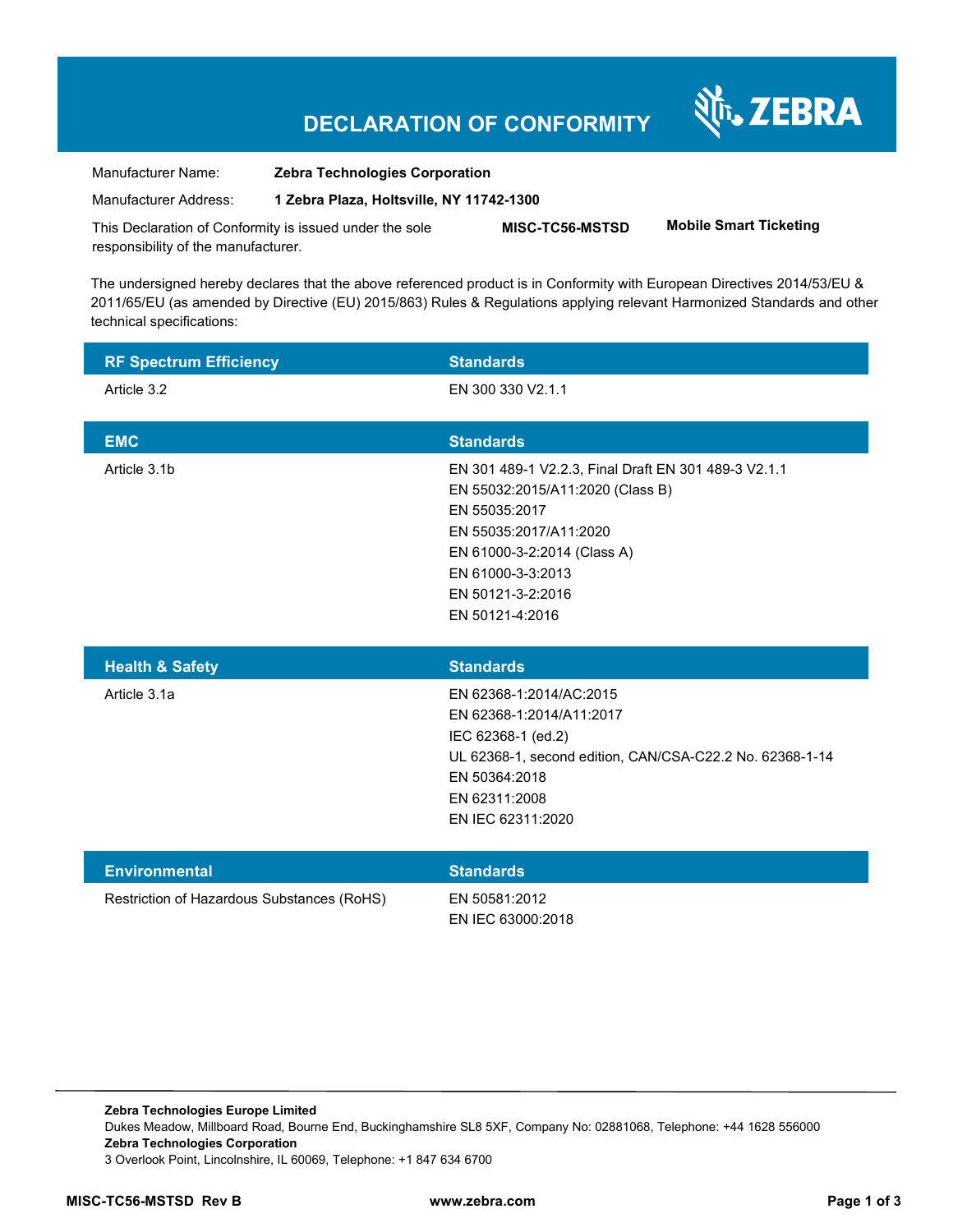# DECLARATION OF CONFORMITY

ZEBRA

Manufacturer Name: **Zebra Technologies Corporation**

Manufacturer Address: **1 Zebra Plaza, Holtsville, NY 11742-1300**

This Declaration of Conformity is issued under the sole responsibility of the manufacturer. **MISC-TC56-MSTSD** **Mobile Smart Ticketing**

The undersigned hereby declares that the above referenced product is in Conformity with European Directives 2014/53/EU & 2011/65/EU (as amended by Directive (EU) 2015/863) Rules & Regulations applying relevant Harmonized Standards and other technical specifications:

| RF Spectrum Efficiency | Standards |
|---|---|
| Article 3.2 | EN 300 330 V2.1.1 |

| EMC | Standards |
|---|---|
| Article 3.1b | EN 301 489-1 V2.2.3, Final Draft EN 301 489-3 V2.1.1<br>EN 55032:2015/A11:2020 (Class B)<br>EN 55035:2017<br>EN 55035:2017/A11:2020<br>EN 61000-3-2:2014 (Class A)<br>EN 61000-3-3:2013<br>EN 50121-3-2:2016<br>EN 50121-4:2016 |

| Health & Safety | Standards |
|---|---|
| Article 3.1a | EN 62368-1:2014/AC:2015<br>EN 62368-1:2014/A11:2017<br>IEC 62368-1 (ed.2)<br>UL 62368-1, second edition, CAN/CSA-C22.2 No. 62368-1-14<br>EN 50364:2018<br>EN 62311:2008<br>EN IEC 62311:2020 |

| Environmental | Standards |
|---|---|
| Restriction of Hazardous Substances (RoHS) | EN 50581:2012<br>EN IEC 63000:2018 |

**Zebra Technologies Europe Limited**
Dukes Meadow, Millboard Road, Bourne End, Buckinghamshire SL8 5XF, Company No: 02881068, Telephone: +44 1628 556000
**Zebra Technologies Corporation**
3 Overlook Point, Lincolnshire, IL 60069, Telephone: +1 847 634 6700

**MISC-TC56-MSTSD Rev B** **www.zebra.com**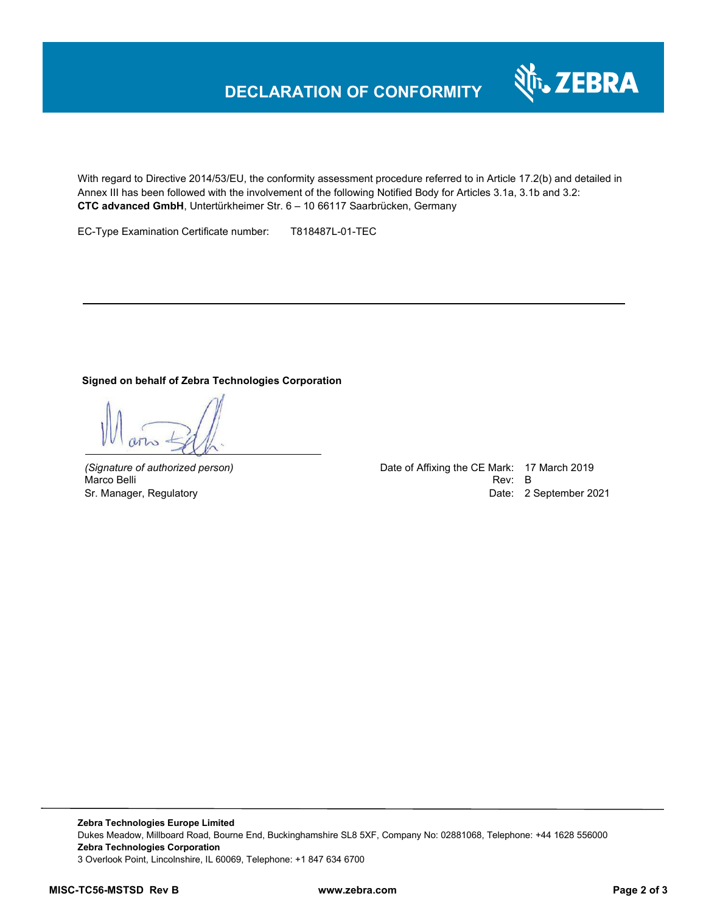# DECLARATION OF CONFORMITY

With regard to Directive 2014/53/EU, the conformity assessment procedure referred to in Article 17.2(b) and detailed in Annex III has been followed with the involvement of the following Notified Body for Articles 3.1a, 3.1b and 3.2:
**CTC advanced GmbH**, Untertürkheimer Str. 6 – 10 66117 Saarbrücken, Germany

EC-Type Examination Certificate number: T818487L-01-TEC

---

**Signed on behalf of Zebra Technologies Corporation**

*(Signature of authorized person)*
Marco Belli
Sr. Manager, Regulatory

Date of Affixing the CE Mark: 17 March 2019
Rev: B
Date: 2 September 2021

---

**Zebra Technologies Europe Limited**
Dukes Meadow, Millboard Road, Bourne End, Buckinghamshire SL8 5XF, Company No: 02881068, Telephone: +44 1628 556000
**Zebra Technologies Corporation**
3 Overlook Point, Lincolnshire, IL 60069, Telephone: +1 847 634 6700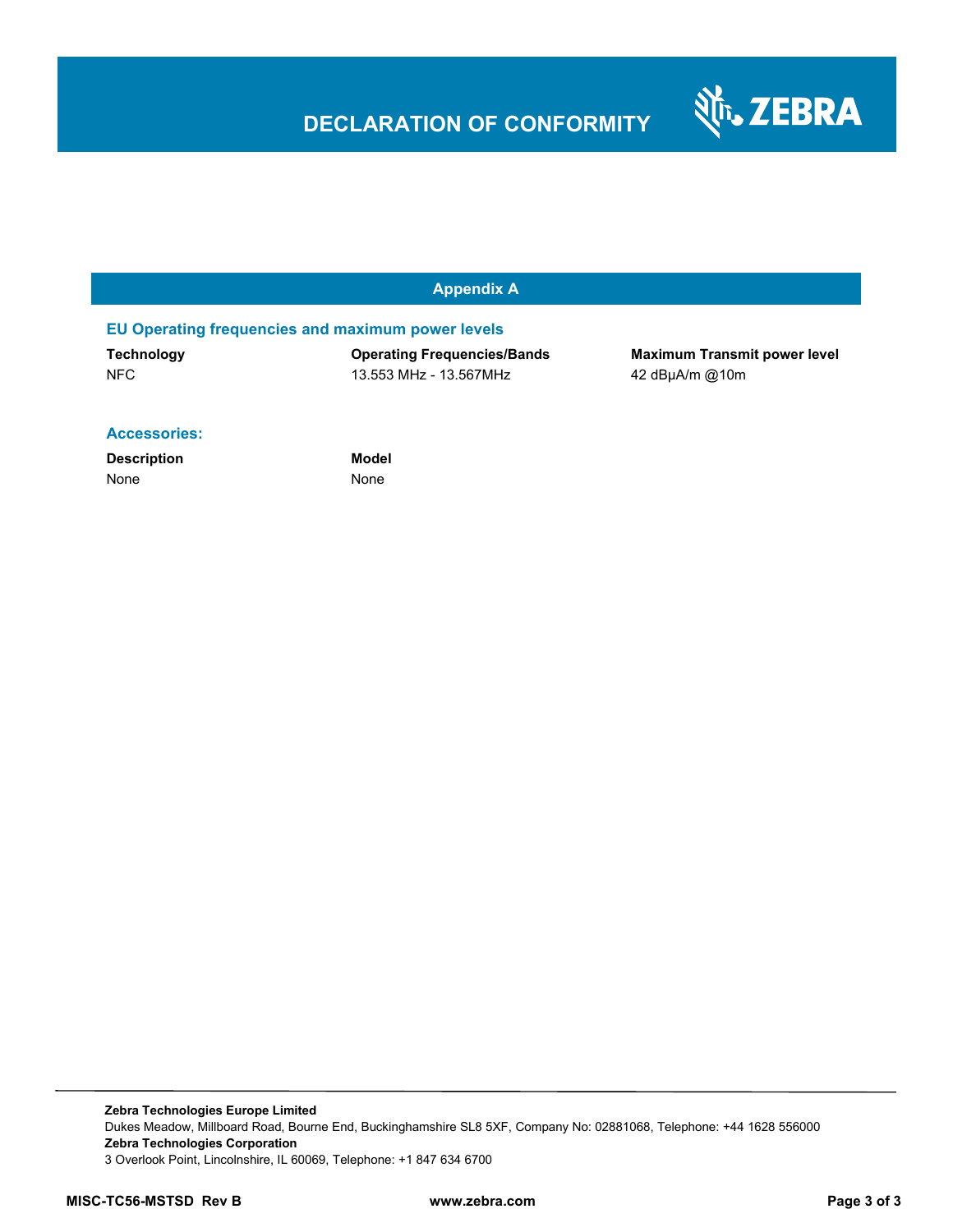# DECLARATION OF CONFORMITY

## Appendix A

### EU Operating frequencies and maximum power levels

| Technology | Operating Frequencies/Bands | Maximum Transmit power level |
|---|---|---|
| NFC | 13.553 MHz - 13.567MHz | 42 dBµA/m @10m |

### Accessories:

| Description | Model |
|---|---|
| None | None |

**Zebra Technologies Europe Limited**
Dukes Meadow, Millboard Road, Bourne End, Buckinghamshire SL8 5XF, Company No: 02881068, Telephone: +44 1628 556000
**Zebra Technologies Corporation**
3 Overlook Point, Lincolnshire, IL 60069, Telephone: +1 847 634 6700

**MISC-TC56-MSTSD Rev B** **www.zebra.com**